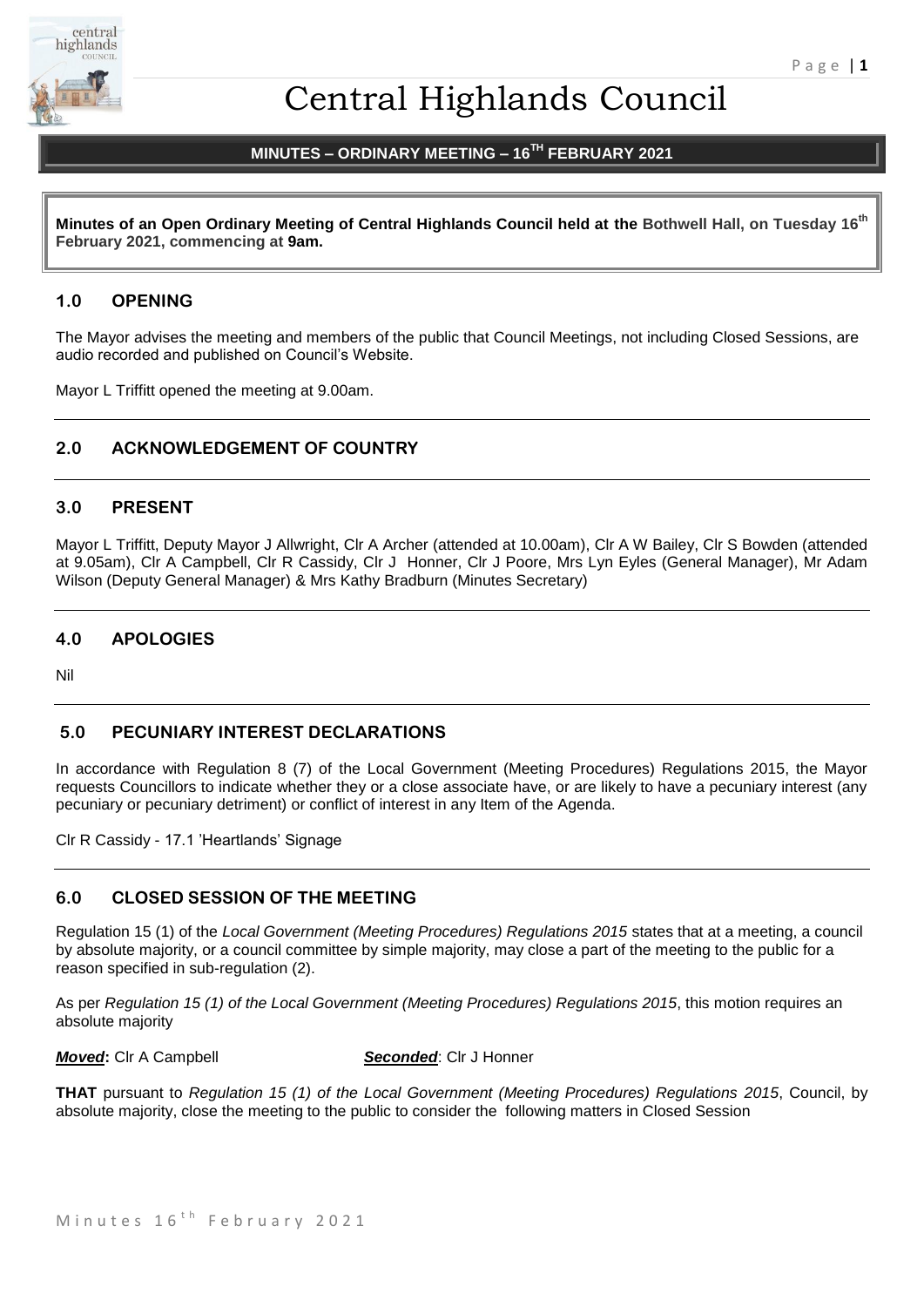# Central Highlands Council

## MINUTES – ORDINARY MEETING – 16TH FEBRUARY 2021

**Minutes of an Open Ordinary Meeting of Central Highlands Council held at the Bothwell Hall, on Tuesday 16th February 2021, commencing at 9am.**

## 1.0 OPENING

The Mayor advises the meeting and members of the public that Council Meetings, not including Closed Sessions, are audio recorded and published on Council's Website.

Mayor L Triffitt opened the meeting at 9.00am.

## 2.0 ACKNOWLEDGEMENT OF COUNTRY

## 3.0 PRESENT

Mayor L Triffitt, Deputy Mayor J Allwright, Clr A Archer (attended at 10.00am), Clr A W Bailey, Clr S Bowden (attended at 9.05am), Clr A Campbell, Clr R Cassidy, Clr J Honner, Clr J Poore, Mrs Lyn Eyles (General Manager), Mr Adam Wilson (Deputy General Manager) & Mrs Kathy Bradburn (Minutes Secretary)

## 4.0 APOLOGIES

Nil

## 5.0 PECUNIARY INTEREST DECLARATIONS

In accordance with Regulation 8 (7) of the Local Government (Meeting Procedures) Regulations 2015, the Mayor requests Councillors to indicate whether they or a close associate have, or are likely to have a pecuniary interest (any pecuniary or pecuniary detriment) or conflict of interest in any Item of the Agenda.

Clr R Cassidy - 17.1 'Heartlands' Signage

## 6.0 CLOSED SESSION OF THE MEETING

Regulation 15 (1) of the *Local Government (Meeting Procedures) Regulations 2015* states that at a meeting, a council by absolute majority, or a council committee by simple majority, may close a part of the meeting to the public for a reason specified in sub-regulation (2).

As per *Regulation 15 (1) of the Local Government (Meeting Procedures) Regulations 2015*, this motion requires an absolute majority

***Moved*:** Clr A Campbell ***Seconded*:** Clr J Honner

**THAT** pursuant to *Regulation 15 (1) of the Local Government (Meeting Procedures) Regulations 2015*, Council, by absolute majority, close the meeting to the public to consider the following matters in Closed Session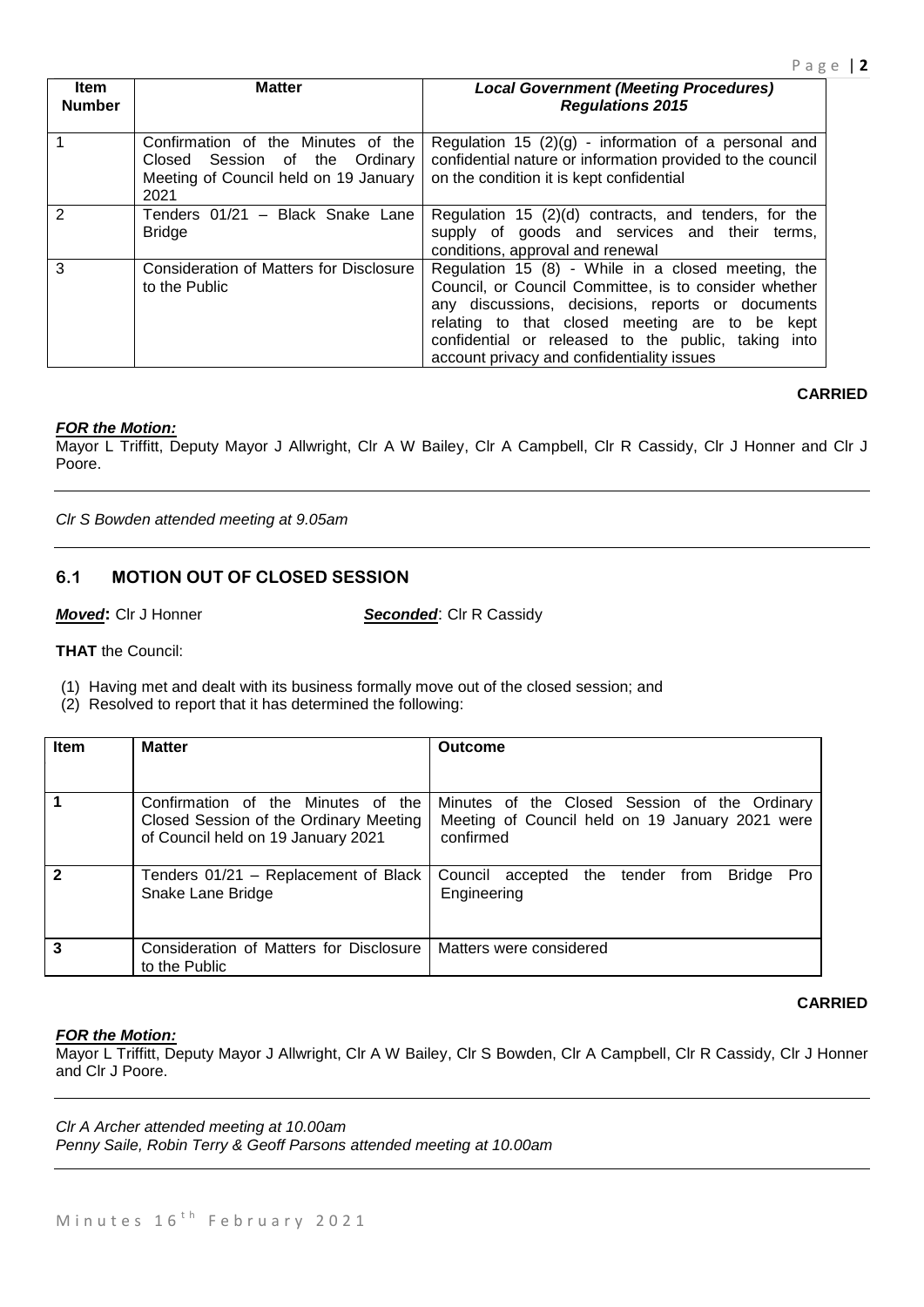| Item Number | Matter | *Local Government (Meeting Procedures) Regulations 2015* |
|---|---|---|
| 1 | Confirmation of the Minutes of the Closed Session of the Ordinary Meeting of Council held on 19 January 2021 | Regulation 15 (2)(g) - information of a personal and confidential nature or information provided to the council on the condition it is kept confidential |
| 2 | Tenders 01/21 – Black Snake Lane Bridge | Regulation 15 (2)(d) contracts, and tenders, for the supply of goods and services and their terms, conditions, approval and renewal |
| 3 | Consideration of Matters for Disclosure to the Public | Regulation 15 (8) - While in a closed meeting, the Council, or Council Committee, is to consider whether any discussions, decisions, reports or documents relating to that closed meeting are to be kept confidential or released to the public, taking into account privacy and confidentiality issues |

**CARRIED**

***FOR the Motion:***
Mayor L Triffitt, Deputy Mayor J Allwright, Clr A W Bailey, Clr A Campbell, Clr R Cassidy, Clr J Honner and Clr J Poore.

---

*Clr S Bowden attended meeting at 9.05am*

---

## 6.1 MOTION OUT OF CLOSED SESSION

***Moved*:** Clr J Honner ***Seconded***: Clr R Cassidy

**THAT** the Council:

(1) Having met and dealt with its business formally move out of the closed session; and
(2) Resolved to report that it has determined the following:

| Item | Matter | Outcome |
|---|---|---|
| **1** | Confirmation of the Minutes of the Closed Session of the Ordinary Meeting of Council held on 19 January 2021 | Minutes of the Closed Session of the Ordinary Meeting of Council held on 19 January 2021 were confirmed |
| **2** | Tenders 01/21 – Replacement of Black Snake Lane Bridge | Council accepted the tender from Bridge Pro Engineering |
| **3** | Consideration of Matters for Disclosure to the Public | Matters were considered |

**CARRIED**

***FOR the Motion:***
Mayor L Triffitt, Deputy Mayor J Allwright, Clr A W Bailey, Clr S Bowden, Clr A Campbell, Clr R Cassidy, Clr J Honner and Clr J Poore.

---

*Clr A Archer attended meeting at 10.00am*
*Penny Saile, Robin Terry & Geoff Parsons attended meeting at 10.00am*

---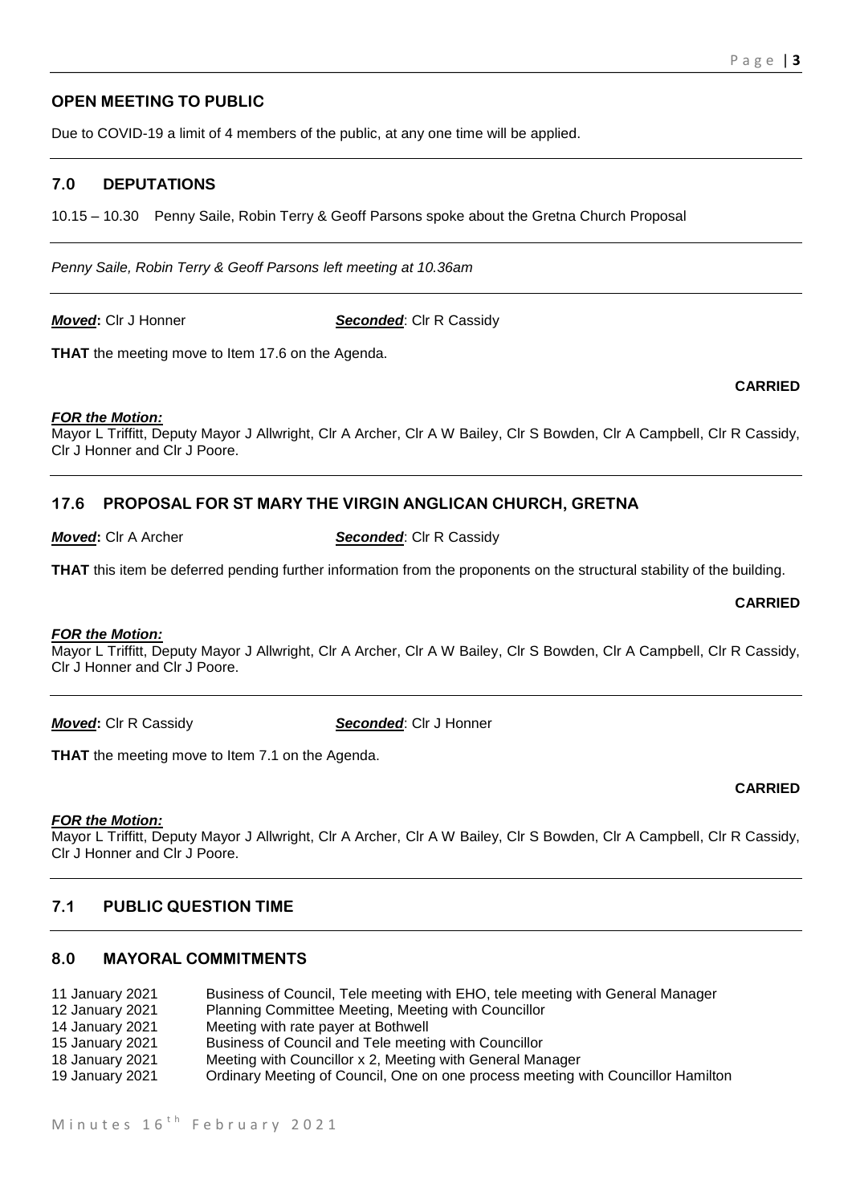## OPEN MEETING TO PUBLIC

Due to COVID-19 a limit of 4 members of the public, at any one time will be applied.

## 7.0 DEPUTATIONS

10.15 – 10.30 Penny Saile, Robin Terry & Geoff Parsons spoke about the Gretna Church Proposal

*Penny Saile, Robin Terry & Geoff Parsons left meeting at 10.36am*

***Moved*:** Clr J Honner ***Seconded***: Clr R Cassidy

**THAT** the meeting move to Item 17.6 on the Agenda.

**CARRIED**

***FOR the Motion:***
Mayor L Triffitt, Deputy Mayor J Allwright, Clr A Archer, Clr A W Bailey, Clr S Bowden, Clr A Campbell, Clr R Cassidy, Clr J Honner and Clr J Poore.

## 17.6 PROPOSAL FOR ST MARY THE VIRGIN ANGLICAN CHURCH, GRETNA

***Moved*:** Clr A Archer ***Seconded***: Clr R Cassidy

**THAT** this item be deferred pending further information from the proponents on the structural stability of the building.

**CARRIED**

***FOR the Motion:***
Mayor L Triffitt, Deputy Mayor J Allwright, Clr A Archer, Clr A W Bailey, Clr S Bowden, Clr A Campbell, Clr R Cassidy, Clr J Honner and Clr J Poore.

***Moved*:** Clr R Cassidy ***Seconded***: Clr J Honner

**THAT** the meeting move to Item 7.1 on the Agenda.

**CARRIED**

***FOR the Motion:***
Mayor L Triffitt, Deputy Mayor J Allwright, Clr A Archer, Clr A W Bailey, Clr S Bowden, Clr A Campbell, Clr R Cassidy, Clr J Honner and Clr J Poore.

## 7.1 PUBLIC QUESTION TIME

## 8.0 MAYORAL COMMITMENTS

| | |
|---|---|
| 11 January 2021 | Business of Council, Tele meeting with EHO, tele meeting with General Manager |
| 12 January 2021 | Planning Committee Meeting, Meeting with Councillor |
| 14 January 2021 | Meeting with rate payer at Bothwell |
| 15 January 2021 | Business of Council and Tele meeting with Councillor |
| 18 January 2021 | Meeting with Councillor x 2, Meeting with General Manager |
| 19 January 2021 | Ordinary Meeting of Council, One on one process meeting with Councillor Hamilton |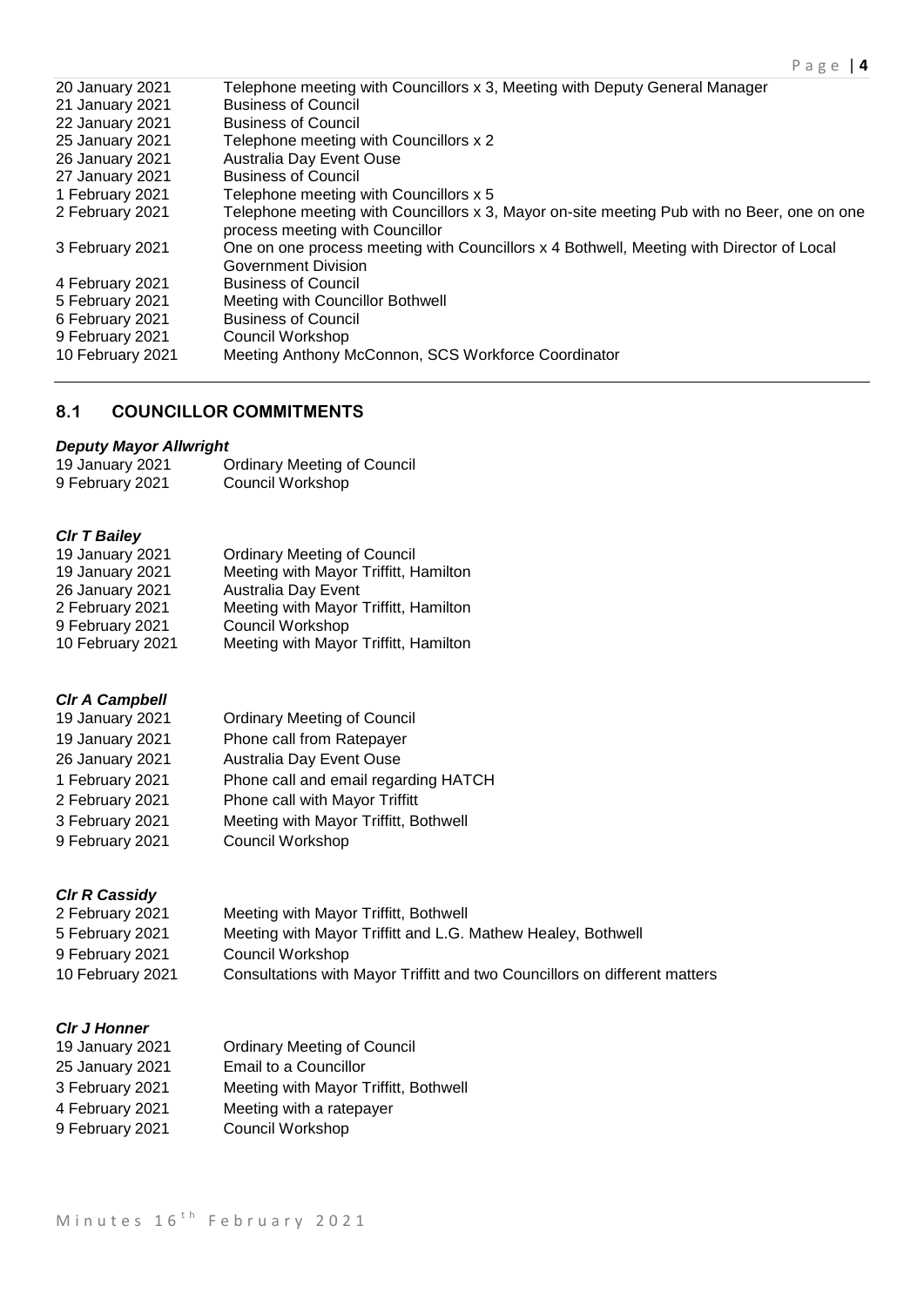| | |
|---|---|
| 20 January 2021 | Telephone meeting with Councillors x 3, Meeting with Deputy General Manager |
| 21 January 2021 | Business of Council |
| 22 January 2021 | Business of Council |
| 25 January 2021 | Telephone meeting with Councillors x 2 |
| 26 January 2021 | Australia Day Event Ouse |
| 27 January 2021 | Business of Council |
| 1 February 2021 | Telephone meeting with Councillors x 5 |
| 2 February 2021 | Telephone meeting with Councillors x 3, Mayor on-site meeting Pub with no Beer, one on one process meeting with Councillor |
| 3 February 2021 | One on one process meeting with Councillors x 4 Bothwell, Meeting with Director of Local Government Division |
| 4 February 2021 | Business of Council |
| 5 February 2021 | Meeting with Councillor Bothwell |
| 6 February 2021 | Business of Council |
| 9 February 2021 | Council Workshop |
| 10 February 2021 | Meeting Anthony McConnon, SCS Workforce Coordinator |

## 8.1 COUNCILLOR COMMITMENTS

***Deputy Mayor Allwright***

| | |
|---|---|
| 19 January 2021 | Ordinary Meeting of Council |
| 9 February 2021 | Council Workshop |

***Clr T Bailey***

| | |
|---|---|
| 19 January 2021 | Ordinary Meeting of Council |
| 19 January 2021 | Meeting with Mayor Triffitt, Hamilton |
| 26 January 2021 | Australia Day Event |
| 2 February 2021 | Meeting with Mayor Triffitt, Hamilton |
| 9 February 2021 | Council Workshop |
| 10 February 2021 | Meeting with Mayor Triffitt, Hamilton |

***Clr A Campbell***

| | |
|---|---|
| 19 January 2021 | Ordinary Meeting of Council |
| 19 January 2021 | Phone call from Ratepayer |
| 26 January 2021 | Australia Day Event Ouse |
| 1 February 2021 | Phone call and email regarding HATCH |
| 2 February 2021 | Phone call with Mayor Triffitt |
| 3 February 2021 | Meeting with Mayor Triffitt, Bothwell |
| 9 February 2021 | Council Workshop |

***Clr R Cassidy***

| | |
|---|---|
| 2 February 2021 | Meeting with Mayor Triffitt, Bothwell |
| 5 February 2021 | Meeting with Mayor Triffitt and L.G. Mathew Healey, Bothwell |
| 9 February 2021 | Council Workshop |
| 10 February 2021 | Consultations with Mayor Triffitt and two Councillors on different matters |

***Clr J Honner***

| | |
|---|---|
| 19 January 2021 | Ordinary Meeting of Council |
| 25 January 2021 | Email to a Councillor |
| 3 February 2021 | Meeting with Mayor Triffitt, Bothwell |
| 4 February 2021 | Meeting with a ratepayer |
| 9 February 2021 | Council Workshop |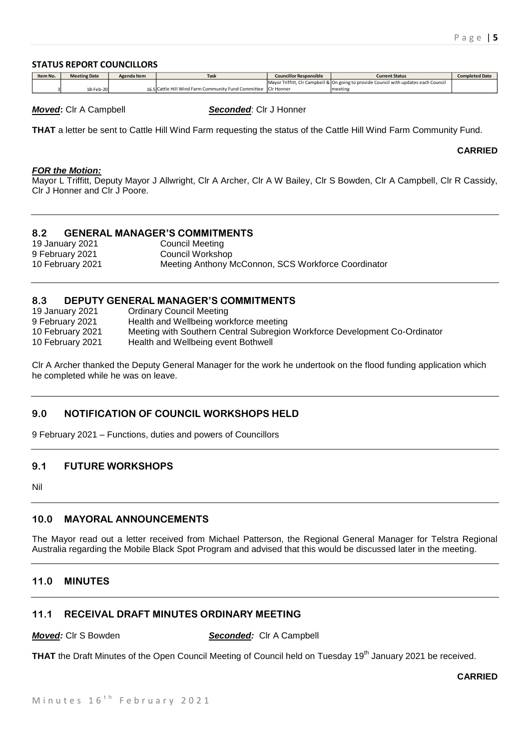#### STATUS REPORT COUNCILLORS

| Item No. | Meeting Date | Agenda Item | Task | Councillor Responsible | Current Status | Completed Date |
|---|---|---|---|---|---|---|
| 3 | 18-Feb-20 | 16.5 | Cattle Hill Wind Farm Community Fund Committee | Mayor Triffitt, Clr Campbell & Clr Honner | On going to provide Council with updates each Council meeting | |

***Moved*:** Clr A Campbell ***Seconded***: Clr J Honner

**THAT** a letter be sent to Cattle Hill Wind Farm requesting the status of the Cattle Hill Wind Farm Community Fund.

**CARRIED**

***FOR the Motion:***
Mayor L Triffitt, Deputy Mayor J Allwright, Clr A Archer, Clr A W Bailey, Clr S Bowden, Clr A Campbell, Clr R Cassidy, Clr J Honner and Clr J Poore.

## 8.2 GENERAL MANAGER'S COMMITMENTS

19 January 2021 Council Meeting
9 February 2021 Council Workshop
10 February 2021 Meeting Anthony McConnon, SCS Workforce Coordinator

## 8.3 DEPUTY GENERAL MANAGER'S COMMITMENTS

19 January 2021 Ordinary Council Meeting
9 February 2021 Health and Wellbeing workforce meeting
10 February 2021 Meeting with Southern Central Subregion Workforce Development Co-Ordinator
10 February 2021 Health and Wellbeing event Bothwell

Clr A Archer thanked the Deputy General Manager for the work he undertook on the flood funding application which he completed while he was on leave.

## 9.0 NOTIFICATION OF COUNCIL WORKSHOPS HELD

9 February 2021 – Functions, duties and powers of Councillors

## 9.1 FUTURE WORKSHOPS

Nil

## 10.0 MAYORAL ANNOUNCEMENTS

The Mayor read out a letter received from Michael Patterson, the Regional General Manager for Telstra Regional Australia regarding the Mobile Black Spot Program and advised that this would be discussed later in the meeting.

## 11.0 MINUTES

## 11.1 RECEIVAL DRAFT MINUTES ORDINARY MEETING

***Moved:*** Clr S Bowden ***Seconded:*** Clr A Campbell

**THAT** the Draft Minutes of the Open Council Meeting of Council held on Tuesday 19th January 2021 be received.

**CARRIED**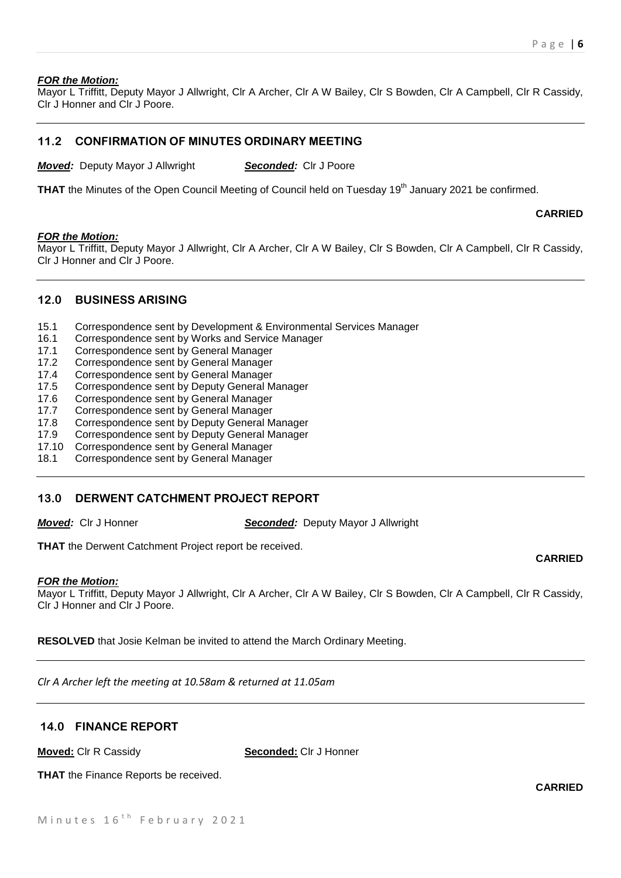***FOR the Motion:***
Mayor L Triffitt, Deputy Mayor J Allwright, Clr A Archer, Clr A W Bailey, Clr S Bowden, Clr A Campbell, Clr R Cassidy, Clr J Honner and Clr J Poore.

---

## 11.2 CONFIRMATION OF MINUTES ORDINARY MEETING

***Moved:*** Deputy Mayor J Allwright ***Seconded:*** Clr J Poore

**THAT** the Minutes of the Open Council Meeting of Council held on Tuesday 19th January 2021 be confirmed.

**CARRIED**

***FOR the Motion:***
Mayor L Triffitt, Deputy Mayor J Allwright, Clr A Archer, Clr A W Bailey, Clr S Bowden, Clr A Campbell, Clr R Cassidy, Clr J Honner and Clr J Poore.

---

## 12.0 BUSINESS ARISING

15.1 Correspondence sent by Development & Environmental Services Manager
16.1 Correspondence sent by Works and Service Manager
17.1 Correspondence sent by General Manager
17.2 Correspondence sent by General Manager
17.4 Correspondence sent by General Manager
17.5 Correspondence sent by Deputy General Manager
17.6 Correspondence sent by General Manager
17.7 Correspondence sent by General Manager
17.8 Correspondence sent by Deputy General Manager
17.9 Correspondence sent by Deputy General Manager
17.10 Correspondence sent by General Manager
18.1 Correspondence sent by General Manager

---

## 13.0 DERWENT CATCHMENT PROJECT REPORT

***Moved:*** Clr J Honner ***Seconded:*** Deputy Mayor J Allwright

**THAT** the Derwent Catchment Project report be received.

**CARRIED**

***FOR the Motion:***
Mayor L Triffitt, Deputy Mayor J Allwright, Clr A Archer, Clr A W Bailey, Clr S Bowden, Clr A Campbell, Clr R Cassidy, Clr J Honner and Clr J Poore.

**RESOLVED** that Josie Kelman be invited to attend the March Ordinary Meeting.

---

*Clr A Archer left the meeting at 10.58am & returned at 11.05am*

---

## 14.0 FINANCE REPORT

**Moved:** Clr R Cassidy **Seconded:** Clr J Honner

**THAT** the Finance Reports be received.

**CARRIED**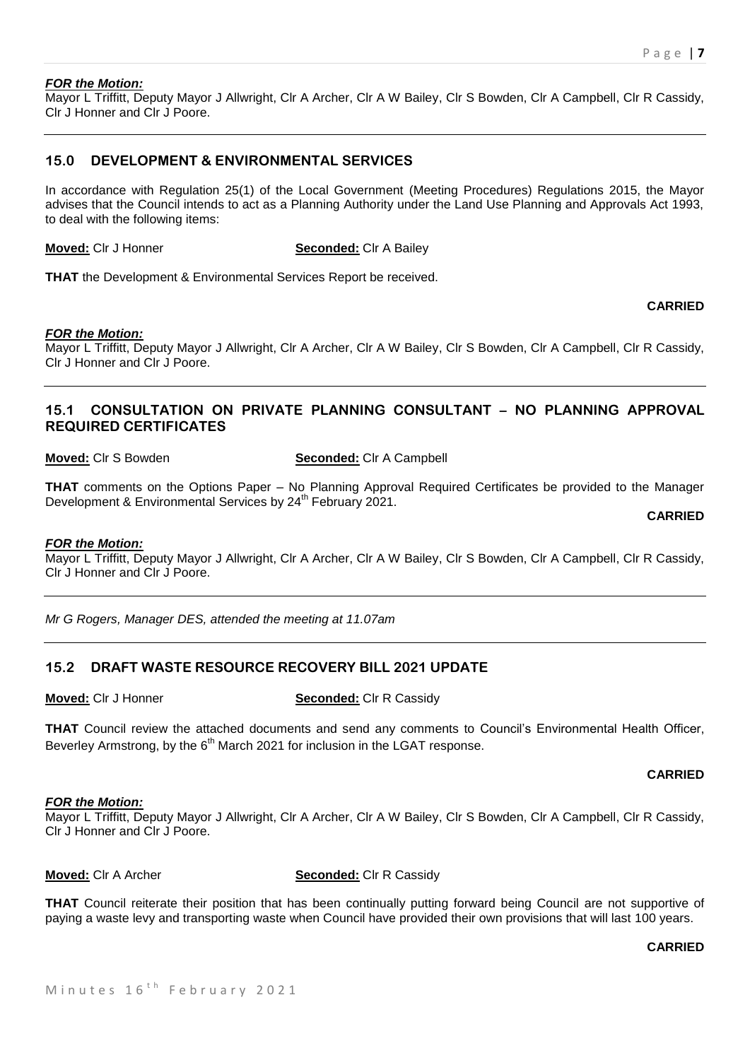***FOR the Motion:***
Mayor L Triffitt, Deputy Mayor J Allwright, Clr A Archer, Clr A W Bailey, Clr S Bowden, Clr A Campbell, Clr R Cassidy, Clr J Honner and Clr J Poore.

---

## 15.0 DEVELOPMENT & ENVIRONMENTAL SERVICES

In accordance with Regulation 25(1) of the Local Government (Meeting Procedures) Regulations 2015, the Mayor advises that the Council intends to act as a Planning Authority under the Land Use Planning and Approvals Act 1993, to deal with the following items:

**Moved:** Clr J Honner **Seconded:** Clr A Bailey

**THAT** the Development & Environmental Services Report be received.

**CARRIED**

***FOR the Motion:***
Mayor L Triffitt, Deputy Mayor J Allwright, Clr A Archer, Clr A W Bailey, Clr S Bowden, Clr A Campbell, Clr R Cassidy, Clr J Honner and Clr J Poore.

---

## 15.1 CONSULTATION ON PRIVATE PLANNING CONSULTANT – NO PLANNING APPROVAL REQUIRED CERTIFICATES

**Moved:** Clr S Bowden **Seconded:** Clr A Campbell

**THAT** comments on the Options Paper – No Planning Approval Required Certificates be provided to the Manager Development & Environmental Services by 24th February 2021.

**CARRIED**

***FOR the Motion:***
Mayor L Triffitt, Deputy Mayor J Allwright, Clr A Archer, Clr A W Bailey, Clr S Bowden, Clr A Campbell, Clr R Cassidy, Clr J Honner and Clr J Poore.

---

*Mr G Rogers, Manager DES, attended the meeting at 11.07am*

---

## 15.2 DRAFT WASTE RESOURCE RECOVERY BILL 2021 UPDATE

**Moved:** Clr J Honner **Seconded:** Clr R Cassidy

**THAT** Council review the attached documents and send any comments to Council's Environmental Health Officer, Beverley Armstrong, by the 6th March 2021 for inclusion in the LGAT response.

**CARRIED**

***FOR the Motion:***
Mayor L Triffitt, Deputy Mayor J Allwright, Clr A Archer, Clr A W Bailey, Clr S Bowden, Clr A Campbell, Clr R Cassidy, Clr J Honner and Clr J Poore.

**Moved:** Clr A Archer **Seconded:** Clr R Cassidy

**THAT** Council reiterate their position that has been continually putting forward being Council are not supportive of paying a waste levy and transporting waste when Council have provided their own provisions that will last 100 years.

**CARRIED**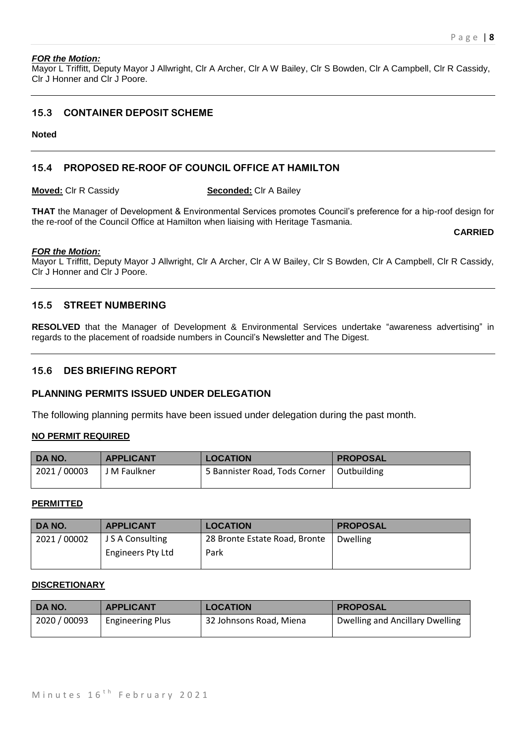***FOR the Motion:***
Mayor L Triffitt, Deputy Mayor J Allwright, Clr A Archer, Clr A W Bailey, Clr S Bowden, Clr A Campbell, Clr R Cassidy, Clr J Honner and Clr J Poore.

---

## 15.3 CONTAINER DEPOSIT SCHEME

**Noted**

---

## 15.4 PROPOSED RE-ROOF OF COUNCIL OFFICE AT HAMILTON

**Moved:** Clr R Cassidy **Seconded:** Clr A Bailey

**THAT** the Manager of Development & Environmental Services promotes Council's preference for a hip-roof design for the re-roof of the Council Office at Hamilton when liaising with Heritage Tasmania.

**CARRIED**

***FOR the Motion:***
Mayor L Triffitt, Deputy Mayor J Allwright, Clr A Archer, Clr A W Bailey, Clr S Bowden, Clr A Campbell, Clr R Cassidy, Clr J Honner and Clr J Poore.

---

## 15.5 STREET NUMBERING

**RESOLVED** that the Manager of Development & Environmental Services undertake "awareness advertising" in regards to the placement of roadside numbers in Council's Newsletter and The Digest.

---

## 15.6 DES BRIEFING REPORT

### PLANNING PERMITS ISSUED UNDER DELEGATION

The following planning permits have been issued under delegation during the past month.

**NO PERMIT REQUIRED**

| DA NO. | APPLICANT | LOCATION | PROPOSAL |
|---|---|---|---|
| 2021 / 00003 | J M Faulkner | 5 Bannister Road, Tods Corner | Outbuilding |

**PERMITTED**

| DA NO. | APPLICANT | LOCATION | PROPOSAL |
|---|---|---|---|
| 2021 / 00002 | J S A Consulting Engineers Pty Ltd | 28 Bronte Estate Road, Bronte Park | Dwelling |

**DISCRETIONARY**

| DA NO. | APPLICANT | LOCATION | PROPOSAL |
|---|---|---|---|
| 2020 / 00093 | Engineering Plus | 32 Johnsons Road, Miena | Dwelling and Ancillary Dwelling |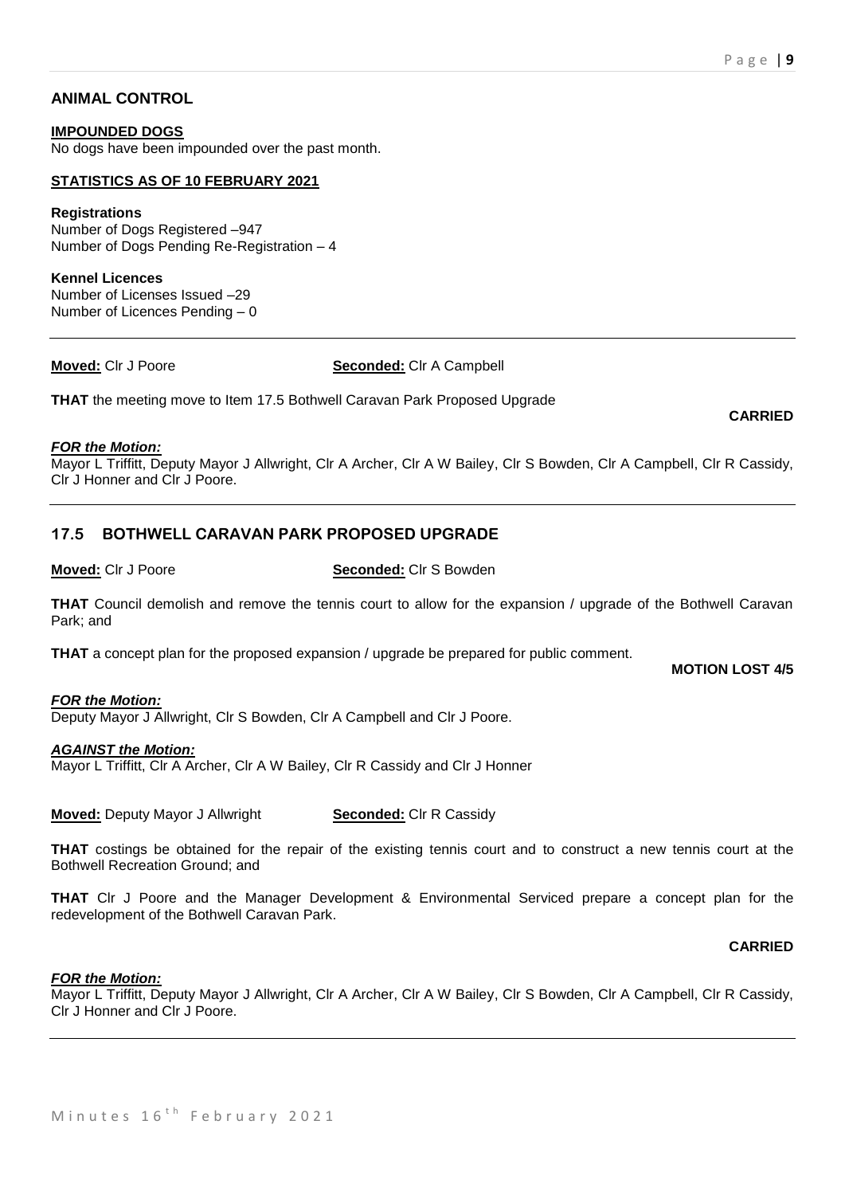## ANIMAL CONTROL

**IMPOUNDED DOGS**
No dogs have been impounded over the past month.

**STATISTICS AS OF 10 FEBRUARY 2021**

**Registrations**
Number of Dogs Registered –947
Number of Dogs Pending Re-Registration – 4

**Kennel Licences**
Number of Licenses Issued –29
Number of Licences Pending – 0

---

**Moved:** Clr J Poore **Seconded:** Clr A Campbell

**THAT** the meeting move to Item 17.5 Bothwell Caravan Park Proposed Upgrade

**CARRIED**

***FOR the Motion:***
Mayor L Triffitt, Deputy Mayor J Allwright, Clr A Archer, Clr A W Bailey, Clr S Bowden, Clr A Campbell, Clr R Cassidy, Clr J Honner and Clr J Poore.

---

## 17.5 BOTHWELL CARAVAN PARK PROPOSED UPGRADE

**Moved:** Clr J Poore **Seconded:** Clr S Bowden

**THAT** Council demolish and remove the tennis court to allow for the expansion / upgrade of the Bothwell Caravan Park; and

**THAT** a concept plan for the proposed expansion / upgrade be prepared for public comment.

**MOTION LOST 4/5**

***FOR the Motion:***
Deputy Mayor J Allwright, Clr S Bowden, Clr A Campbell and Clr J Poore.

***AGAINST the Motion:***
Mayor L Triffitt, Clr A Archer, Clr A W Bailey, Clr R Cassidy and Clr J Honner

**Moved:** Deputy Mayor J Allwright **Seconded:** Clr R Cassidy

**THAT** costings be obtained for the repair of the existing tennis court and to construct a new tennis court at the Bothwell Recreation Ground; and

**THAT** Clr J Poore and the Manager Development & Environmental Serviced prepare a concept plan for the redevelopment of the Bothwell Caravan Park.

**CARRIED**

***FOR the Motion:***
Mayor L Triffitt, Deputy Mayor J Allwright, Clr A Archer, Clr A W Bailey, Clr S Bowden, Clr A Campbell, Clr R Cassidy, Clr J Honner and Clr J Poore.

---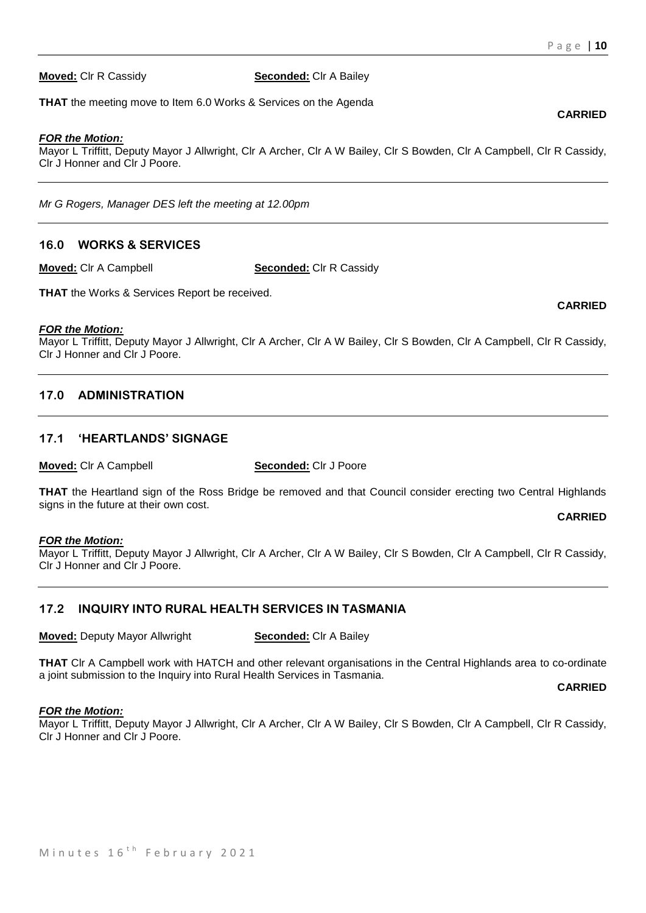**Moved:** Clr R Cassidy **Seconded:** Clr A Bailey

**THAT** the meeting move to Item 6.0 Works & Services on the Agenda

**CARRIED**

***FOR the Motion:***
Mayor L Triffitt, Deputy Mayor J Allwright, Clr A Archer, Clr A W Bailey, Clr S Bowden, Clr A Campbell, Clr R Cassidy, Clr J Honner and Clr J Poore.

---

*Mr G Rogers, Manager DES left the meeting at 12.00pm*

---

## 16.0 WORKS & SERVICES

**Moved:** Clr A Campbell **Seconded:** Clr R Cassidy

**THAT** the Works & Services Report be received.

**CARRIED**

***FOR the Motion:***
Mayor L Triffitt, Deputy Mayor J Allwright, Clr A Archer, Clr A W Bailey, Clr S Bowden, Clr A Campbell, Clr R Cassidy, Clr J Honner and Clr J Poore.

---

## 17.0 ADMINISTRATION

---

## 17.1 'HEARTLANDS' SIGNAGE

**Moved:** Clr A Campbell **Seconded:** Clr J Poore

**THAT** the Heartland sign of the Ross Bridge be removed and that Council consider erecting two Central Highlands signs in the future at their own cost.

**CARRIED**

***FOR the Motion:***
Mayor L Triffitt, Deputy Mayor J Allwright, Clr A Archer, Clr A W Bailey, Clr S Bowden, Clr A Campbell, Clr R Cassidy, Clr J Honner and Clr J Poore.

---

## 17.2 INQUIRY INTO RURAL HEALTH SERVICES IN TASMANIA

**Moved:** Deputy Mayor Allwright **Seconded:** Clr A Bailey

**THAT** Clr A Campbell work with HATCH and other relevant organisations in the Central Highlands area to co-ordinate a joint submission to the Inquiry into Rural Health Services in Tasmania.

**CARRIED**

***FOR the Motion:***
Mayor L Triffitt, Deputy Mayor J Allwright, Clr A Archer, Clr A W Bailey, Clr S Bowden, Clr A Campbell, Clr R Cassidy, Clr J Honner and Clr J Poore.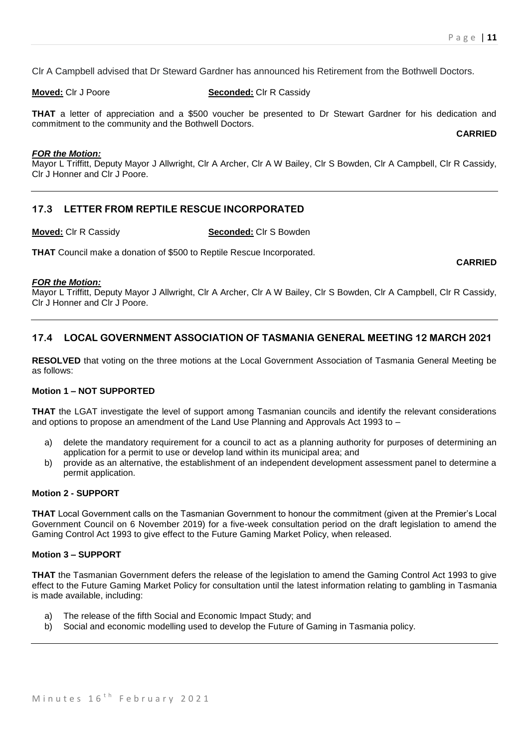Clr A Campbell advised that Dr Steward Gardner has announced his Retirement from the Bothwell Doctors.

**Moved:** Clr J Poore **Seconded:** Clr R Cassidy

**THAT** a letter of appreciation and a $500 voucher be presented to Dr Stewart Gardner for his dedication and commitment to the community and the Bothwell Doctors.

**CARRIED**

***FOR the Motion:***
Mayor L Triffitt, Deputy Mayor J Allwright, Clr A Archer, Clr A W Bailey, Clr S Bowden, Clr A Campbell, Clr R Cassidy, Clr J Honner and Clr J Poore.

---

## 17.3 LETTER FROM REPTILE RESCUE INCORPORATED

**Moved:** Clr R Cassidy **Seconded:** Clr S Bowden

**THAT** Council make a donation of $500 to Reptile Rescue Incorporated.

**CARRIED**

***FOR the Motion:***
Mayor L Triffitt, Deputy Mayor J Allwright, Clr A Archer, Clr A W Bailey, Clr S Bowden, Clr A Campbell, Clr R Cassidy, Clr J Honner and Clr J Poore.

---

## 17.4 LOCAL GOVERNMENT ASSOCIATION OF TASMANIA GENERAL MEETING 12 MARCH 2021

**RESOLVED** that voting on the three motions at the Local Government Association of Tasmania General Meeting be as follows:

**Motion 1 – NOT SUPPORTED**

**THAT** the LGAT investigate the level of support among Tasmanian councils and identify the relevant considerations and options to propose an amendment of the Land Use Planning and Approvals Act 1993 to –

a) delete the mandatory requirement for a council to act as a planning authority for purposes of determining an application for a permit to use or develop land within its municipal area; and
b) provide as an alternative, the establishment of an independent development assessment panel to determine a permit application.

**Motion 2 - SUPPORT**

**THAT** Local Government calls on the Tasmanian Government to honour the commitment (given at the Premier's Local Government Council on 6 November 2019) for a five-week consultation period on the draft legislation to amend the Gaming Control Act 1993 to give effect to the Future Gaming Market Policy, when released.

**Motion 3 – SUPPORT**

**THAT** the Tasmanian Government defers the release of the legislation to amend the Gaming Control Act 1993 to give effect to the Future Gaming Market Policy for consultation until the latest information relating to gambling in Tasmania is made available, including:

a) The release of the fifth Social and Economic Impact Study; and
b) Social and economic modelling used to develop the Future of Gaming in Tasmania policy.

---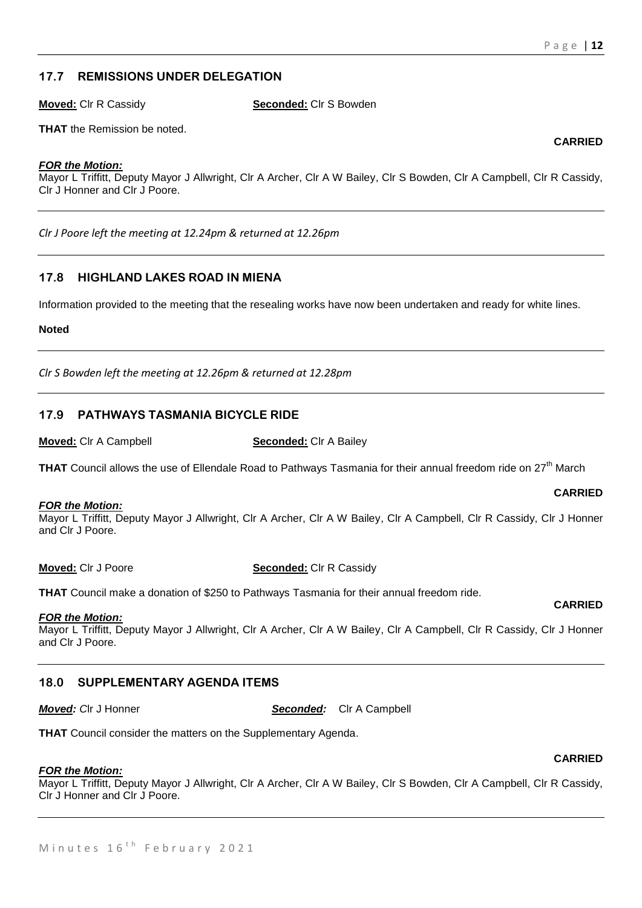## 17.7 REMISSIONS UNDER DELEGATION

**Moved:** Clr R Cassidy **Seconded:** Clr S Bowden

**THAT** the Remission be noted.

**CARRIED**

***FOR the Motion:***
Mayor L Triffitt, Deputy Mayor J Allwright, Clr A Archer, Clr A W Bailey, Clr S Bowden, Clr A Campbell, Clr R Cassidy, Clr J Honner and Clr J Poore.

---

*Clr J Poore left the meeting at 12.24pm & returned at 12.26pm*

---

## 17.8 HIGHLAND LAKES ROAD IN MIENA

Information provided to the meeting that the resealing works have now been undertaken and ready for white lines.

**Noted**

---

*Clr S Bowden left the meeting at 12.26pm & returned at 12.28pm*

---

## 17.9 PATHWAYS TASMANIA BICYCLE RIDE

**Moved:** Clr A Campbell **Seconded:** Clr A Bailey

**THAT** Council allows the use of Ellendale Road to Pathways Tasmania for their annual freedom ride on 27th March

**CARRIED**

***FOR the Motion:***
Mayor L Triffitt, Deputy Mayor J Allwright, Clr A Archer, Clr A W Bailey, Clr A Campbell, Clr R Cassidy, Clr J Honner and Clr J Poore.

**Moved:** Clr J Poore **Seconded:** Clr R Cassidy

**THAT** Council make a donation of $250 to Pathways Tasmania for their annual freedom ride.

**CARRIED**

***FOR the Motion:***
Mayor L Triffitt, Deputy Mayor J Allwright, Clr A Archer, Clr A W Bailey, Clr A Campbell, Clr R Cassidy, Clr J Honner and Clr J Poore.

---

## 18.0 SUPPLEMENTARY AGENDA ITEMS

***Moved:*** Clr J Honner ***Seconded:*** Clr A Campbell

**THAT** Council consider the matters on the Supplementary Agenda.

**CARRIED**

***FOR the Motion:***
Mayor L Triffitt, Deputy Mayor J Allwright, Clr A Archer, Clr A W Bailey, Clr S Bowden, Clr A Campbell, Clr R Cassidy, Clr J Honner and Clr J Poore.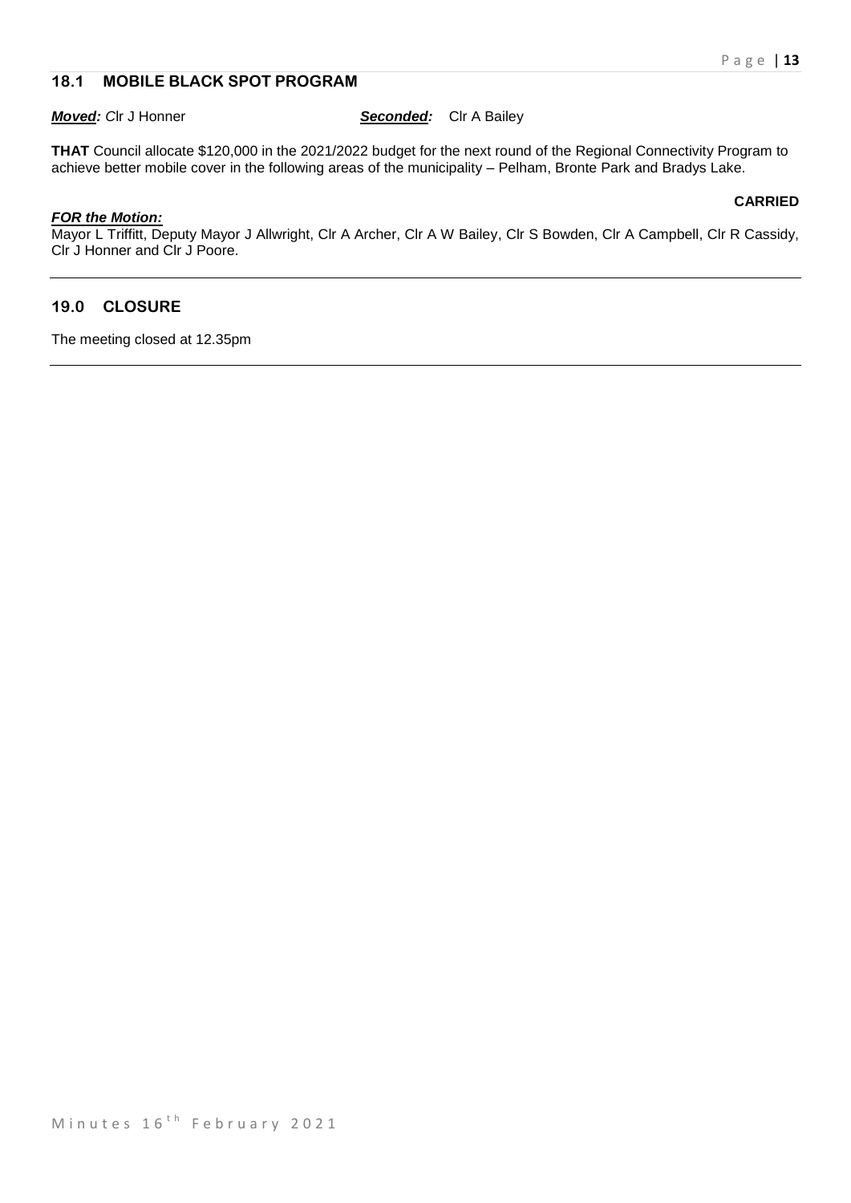## 18.1 MOBILE BLACK SPOT PROGRAM

***Moved:*** Clr J Honner ***Seconded:*** Clr A Bailey

**THAT** Council allocate $120,000 in the 2021/2022 budget for the next round of the Regional Connectivity Program to achieve better mobile cover in the following areas of the municipality – Pelham, Bronte Park and Bradys Lake.

**CARRIED**

***FOR the Motion:***

Mayor L Triffitt, Deputy Mayor J Allwright, Clr A Archer, Clr A W Bailey, Clr S Bowden, Clr A Campbell, Clr R Cassidy, Clr J Honner and Clr J Poore.

## 19.0 CLOSURE

The meeting closed at 12.35pm